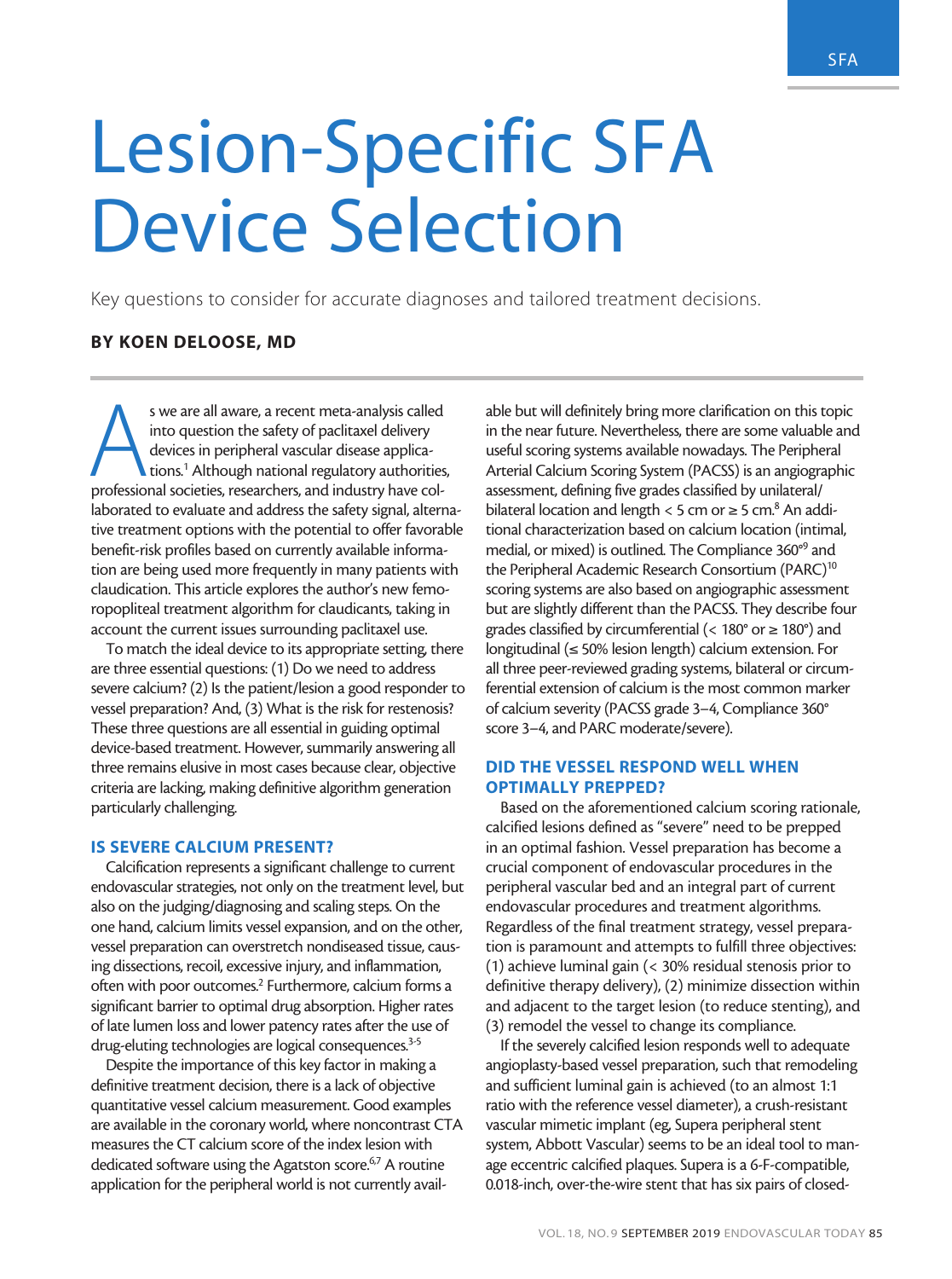# Lesion-Specific SFA Device Selection

Key questions to consider for accurate diagnoses and tailored treatment decisions.

**BY KOEN DELOOSE, MD**

As we are all aware, a recent meta-analysis called into question the safety of paclitaxel delivery devices in peripheral vascular disease applications.[1] Although national regulatory authorities, professional societies, researchers, and industry have collaborated to evaluate and address the safety signal, alternative treatment options with the potential to offer favorable benefit-risk profiles based on currently available information are being used more frequently in many patients with claudication. This article explores the author's new femoropopliteal treatment algorithm for claudicants, taking in account the current issues surrounding paclitaxel use.

To match the ideal device to its appropriate setting, there are three essential questions: (1) Do we need to address severe calcium? (2) Is the patient/lesion a good responder to vessel preparation? And, (3) What is the risk for restenosis? These three questions are all essential in guiding optimal device-based treatment. However, summarily answering all three remains elusive in most cases because clear, objective criteria are lacking, making definitive algorithm generation particularly challenging.

## IS SEVERE CALCIUM PRESENT?

Calcification represents a significant challenge to current endovascular strategies, not only on the treatment level, but also on the judging/diagnosing and scaling steps. On the one hand, calcium limits vessel expansion, and on the other, vessel preparation can overstretch nondiseased tissue, causing dissections, recoil, excessive injury, and inflammation, often with poor outcomes.[2] Furthermore, calcium forms a significant barrier to optimal drug absorption. Higher rates of late lumen loss and lower patency rates after the use of drug-eluting technologies are logical consequences.[3-5]

Despite the importance of this key factor in making a definitive treatment decision, there is a lack of objective quantitative vessel calcium measurement. Good examples are available in the coronary world, where noncontrast CTA measures the CT calcium score of the index lesion with dedicated software using the Agatston score.[6,7] A routine application for the peripheral world is not currently available but will definitely bring more clarification on this topic in the near future. Nevertheless, there are some valuable and useful scoring systems available nowadays. The Peripheral Arterial Calcium Scoring System (PACSS) is an angiographic assessment, defining five grades classified by unilateral/bilateral location and length < 5 cm or ≥ 5 cm.[8] An additional characterization based on calcium location (intimal, medial, or mixed) is outlined. The Compliance 360°[9] and the Peripheral Academic Research Consortium (PARC)[10] scoring systems are also based on angiographic assessment but are slightly different than the PACSS. They describe four grades classified by circumferential (< 180° or ≥ 180°) and longitudinal (≤ 50% lesion length) calcium extension. For all three peer-reviewed grading systems, bilateral or circumferential extension of calcium is the most common marker of calcium severity (PACSS grade 3–4, Compliance 360° score 3–4, and PARC moderate/severe).

## DID THE VESSEL RESPOND WELL WHEN OPTIMALLY PREPPED?

Based on the aforementioned calcium scoring rationale, calcified lesions defined as "severe" need to be prepped in an optimal fashion. Vessel preparation has become a crucial component of endovascular procedures in the peripheral vascular bed and an integral part of current endovascular procedures and treatment algorithms. Regardless of the final treatment strategy, vessel preparation is paramount and attempts to fulfill three objectives: (1) achieve luminal gain (< 30% residual stenosis prior to definitive therapy delivery), (2) minimize dissection within and adjacent to the target lesion (to reduce stenting), and (3) remodel the vessel to change its compliance.

If the severely calcified lesion responds well to adequate angioplasty-based vessel preparation, such that remodeling and sufficient luminal gain is achieved (to an almost 1:1 ratio with the reference vessel diameter), a crush-resistant vascular mimetic implant (eg, Supera peripheral stent system, Abbott Vascular) seems to be an ideal tool to manage eccentric calcified plaques. Supera is a 6-F-compatible, 0.018-inch, over-the-wire stent that has six pairs of closed-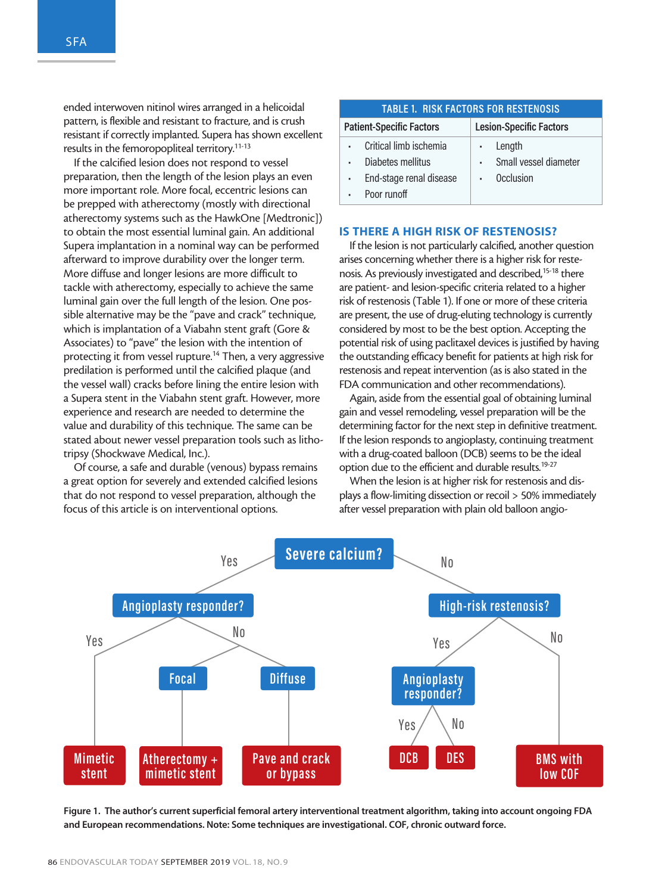ended interwoven nitinol wires arranged in a helicoidal pattern, is flexible and resistant to fracture, and is crush resistant if correctly implanted. Supera has shown excellent results in the femoropopliteal territory.[11-13]

If the calcified lesion does not respond to vessel preparation, then the length of the lesion plays an even more important role. More focal, eccentric lesions can be prepped with atherectomy (mostly with directional atherectomy systems such as the HawkOne [Medtronic]) to obtain the most essential luminal gain. An additional Supera implantation in a nominal way can be performed afterward to improve durability over the longer term. More diffuse and longer lesions are more difficult to tackle with atherectomy, especially to achieve the same luminal gain over the full length of the lesion. One possible alternative may be the "pave and crack" technique, which is implantation of a Viabahn stent graft (Gore & Associates) to "pave" the lesion with the intention of protecting it from vessel rupture.[14] Then, a very aggressive predilation is performed until the calcified plaque (and the vessel wall) cracks before lining the entire lesion with a Supera stent in the Viabahn stent graft. However, more experience and research are needed to determine the value and durability of this technique. The same can be stated about newer vessel preparation tools such as lithotripsy (Shockwave Medical, Inc.).

Of course, a safe and durable (venous) bypass remains a great option for severely and extended calcified lesions that do not respond to vessel preparation, although the focus of this article is on interventional options.

**TABLE 1. RISK FACTORS FOR RESTENOSIS**

| Patient-Specific Factors | Lesion-Specific Factors |
|---|---|
| • Critical limb ischemia<br>• Diabetes mellitus<br>• End-stage renal disease<br>• Poor runoff | • Length<br>• Small vessel diameter<br>• Occlusion |

## IS THERE A HIGH RISK OF RESTENOSIS?

If the lesion is not particularly calcified, another question arises concerning whether there is a higher risk for restenosis. As previously investigated and described,[15-18] there are patient- and lesion-specific criteria related to a higher risk of restenosis (Table 1). If one or more of these criteria are present, the use of drug-eluting technology is currently considered by most to be the best option. Accepting the potential risk of using paclitaxel devices is justified by having the outstanding efficacy benefit for patients at high risk for restenosis and repeat intervention (as is also stated in the FDA communication and other recommendations).

Again, aside from the essential goal of obtaining luminal gain and vessel remodeling, vessel preparation will be the determining factor for the next step in definitive treatment. If the lesion responds to angioplasty, continuing treatment with a drug-coated balloon (DCB) seems to be the ideal option due to the efficient and durable results.[19-27]

When the lesion is at higher risk for restenosis and displays a flow-limiting dissection or recoil > 50% immediately after vessel preparation with plain old balloon angio-

- **Severe calcium?**
  - Yes → **Angioplasty responder?**
    - Yes → **Mimetic stent**
    - No → **Focal** → **Atherectomy + mimetic stent**
    - No → **Diffuse** → **Pave and crack or bypass**
  - No → **High-risk restenosis?**
    - Yes → **Angioplasty responder?**
      - Yes → **DCB**
      - No → **DES**
    - No → **BMS with low COF**

**Figure 1. The author's current superficial femoral artery interventional treatment algorithm, taking into account ongoing FDA and European recommendations. Note: Some techniques are investigational. COF, chronic outward force.**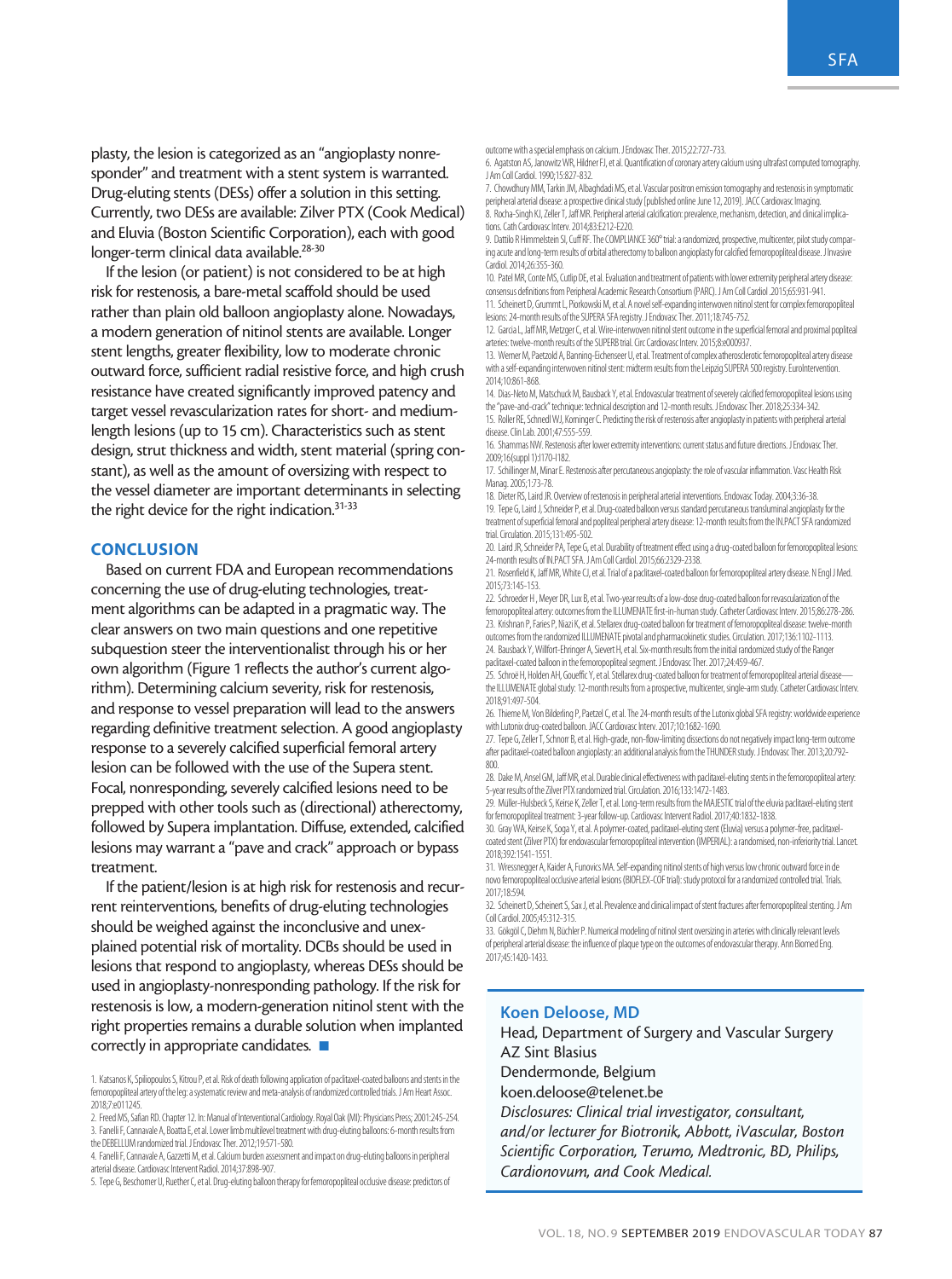plasty, the lesion is categorized as an "angioplasty nonresponder" and treatment with a stent system is warranted. Drug-eluting stents (DESs) offer a solution in this setting. Currently, two DESs are available: Zilver PTX (Cook Medical) and Eluvia (Boston Scientific Corporation), each with good longer-term clinical data available.[28-30]

If the lesion (or patient) is not considered to be at high risk for restenosis, a bare-metal scaffold should be used rather than plain old balloon angioplasty alone. Nowadays, a modern generation of nitinol stents are available. Longer stent lengths, greater flexibility, low to moderate chronic outward force, sufficient radial resistive force, and high crush resistance have created significantly improved patency and target vessel revascularization rates for short- and medium-length lesions (up to 15 cm). Characteristics such as stent design, strut thickness and width, stent material (spring constant), as well as the amount of oversizing with respect to the vessel diameter are important determinants in selecting the right device for the right indication.[31-33]

## CONCLUSION

Based on current FDA and European recommendations concerning the use of drug-eluting technologies, treatment algorithms can be adapted in a pragmatic way. The clear answers on two main questions and one repetitive subquestion steer the interventionalist through his or her own algorithm (Figure 1 reflects the author's current algorithm). Determining calcium severity, risk for restenosis, and response to vessel preparation will lead to the answers regarding definitive treatment selection. A good angioplasty response to a severely calcified superficial femoral artery lesion can be followed with the use of the Supera stent. Focal, nonresponding, severely calcified lesions need to be prepped with other tools such as (directional) atherectomy, followed by Supera implantation. Diffuse, extended, calcified lesions may warrant a "pave and crack" approach or bypass treatment.

If the patient/lesion is at high risk for restenosis and recurrent reinterventions, benefits of drug-eluting technologies should be weighed against the inconclusive and unexplained potential risk of mortality. DCBs should be used in lesions that respond to angioplasty, whereas DESs should be used in angioplasty-nonresponding pathology. If the risk for restenosis is low, a modern-generation nitinol stent with the right properties remains a durable solution when implanted correctly in appropriate candidates. ■

1. Katsanos K, Spiliopoulos S, Kitrou P, et al. Risk of death following application of paclitaxel-coated balloons and stents in the femoropopliteal artery of the leg: a systematic review and meta-analysis of randomized controlled trials. J Am Heart Assoc. 2018;7:e011245.
2. Freed MS, Safian RD. Chapter 12. In: Manual of Interventional Cardiology. Royal Oak (MI): Physicians Press; 2001:245-254.
3. Fanelli F, Cannavale A, Boatta E, et al. Lower limb multilevel treatment with drug-eluting balloons: 6-month results from the DEBELLUM randomized trial. J Endovasc Ther. 2012;19:571-580.
4. Fanelli F, Cannavale A, Gazzetti M, et al. Calcium burden assessment and impact on drug-eluting balloons in peripheral arterial disease. Cardiovasc Intervent Radiol. 2014;37:898-907.
5. Tepe G, Beschorner U, Ruether C, et al. Drug-eluting balloon therapy for femoropopliteal occlusive disease: predictors of outcome with a special emphasis on calcium. J Endovasc Ther. 2015;22:727-733.
6. Agatston AS, Janowitz WR, Hildner FJ, et al. Quantification of coronary artery calcium using ultrafast computed tomography. J Am Coll Cardiol. 1990;15:827-832.
7. Chowdhury MM, Tarkin JM, Albaghdadi MS, et al. Vascular positron emission tomography and restenosis in symptomatic peripheral arterial disease: a prospective clinical study [published online June 12, 2019]. JACC Cardiovasc Imaging.
8. Rocha-Singh KJ, Zeller T, Jaff MR. Peripheral arterial calcification: prevalence, mechanism, detection, and clinical implications. Cath Cardiovasc Interv. 2014;83:E212-E220.
9. Dattilo R Himmelstein SI, Cuff RF. The COMPLIANCE 360° trial: a randomized, prospective, multicenter, pilot study comparing acute and long-term results of orbital atherectomy to balloon angioplasty for calcified femoropopliteal disease. J Invasive Cardiol. 2014;26:355-360.
10. Patel MR, Conte MS, Cutlip DE, et al. Evaluation and treatment of patients with lower extremity peripheral artery disease: consensus definitions from Peripheral Academic Research Consortium (PARC). J Am Coll Cardiol .2015;65:931-941.
11. Scheinert D, Grummt L, Piorkowski M, et al. A novel self-expanding interwoven nitinol stent for complex femoropopliteal lesions: 24-month results of the SUPERA SFA registry. J Endovasc Ther. 2011;18:745-752.
12. Garcia L, Jaff MR, Metzger C, et al. Wire-interwoven nitinol stent outcome in the superficial femoral and proximal popliteal arteries: twelve-month results of the SUPERB trial. Circ Cardiovasc Interv. 2015;8:e000937.
13. Werner M, Paetzold A, Banning-Eichenseer U, et al. Treatment of complex atherosclerotic femoropopliteal artery disease with a self-expanding interwoven nitinol stent: midterm results from the Leipzig SUPERA 500 registry. EuroIntervention. 2014;10:861-868.
14. Dias-Neto M, Matschuck M, Bausback Y, et al. Endovascular treatment of severely calcified femoropopliteal lesions using the "pave-and-crack" technique: technical description and 12-month results. J Endovasc Ther. 2018;25:334-342.
15. Roller RE, Schnedl WJ, Korninger C. Predicting the risk of restenosis after angioplasty in patients with peripheral arterial disease. Clin Lab. 2001;47:555-559.
16. Shammas NW. Restenosis after lower extremity interventions: current status and future directions. J Endovasc Ther. 2009;16(suppl 1):I170-I182.
17. Schillinger M, Minar E. Restenosis after percutaneous angioplasty: the role of vascular inflammation. Vasc Health Risk Manag. 2005;1:73-78.
18. Dieter RS, Laird JR. Overview of restenosis in peripheral arterial interventions. Endovasc Today. 2004;3:36-38.
19. Tepe G, Laird J, Schneider P, et al. Drug-coated balloon versus standard percutaneous transluminal angioplasty for the treatment of superficial femoral and popliteal peripheral artery disease: 12-month results from the IN.PACT SFA randomized trial. Circulation. 2015;131:495-502.
20. Laird JR, Schneider PA, Tepe G, et al. Durability of treatment effect using a drug-coated balloon for femoropopliteal lesions: 24-month results of IN.PACT SFA. J Am Coll Cardiol. 2015;66:2329-2338.
21. Rosenfield K, Jaff MR, White CJ, et al. Trial of a paclitaxel-coated balloon for femoropopliteal artery disease. N Engl J Med. 2015;73:145-153.
22. Schroeder H, Meyer DR, Lux B, et al. Two-year results of a low-dose drug-coated balloon for revascularization of the femoropopliteal artery: outcomes from the ILLUMENATE first-in-human study. Catheter Cardiovasc Interv. 2015;86:278-286.
23. Krishnan P, Faries P, Niazi K, et al. Stellarex drug-coated balloon for treatment of femoropopliteal disease: twelve-month outcomes from the randomized ILLUMENATE pivotal and pharmacokinetic studies. Circulation. 2017;136:1102-1113.
24. Bausback Y, Willfort-Ehringer A, Sievert H, et al. Six-month results from the initial randomized study of the Ranger paclitaxel-coated balloon in the femoropopliteal segment. J Endovasc Ther. 2017;24:459-467.
25. Schroë H, Holden AH, Goueffic Y, et al. Stellarex drug-coated balloon for treatment of femoropopliteal arterial disease—the ILLUMENATE global study: 12-month results from a prospective, multicenter, single-arm study. Catheter Cardiovasc Interv. 2018;91:497-504.
26. Thieme M, Von Bilderling P, Paetzel C, et al. The 24-month results of the Lutonix global SFA registry: worldwide experience with Lutonix drug-coated balloon. JACC Cardiovasc Interv. 2017;10:1682-1690.
27. Tepe G, Zeller T, Schnorr B, et al. High-grade, non-flow-limiting dissections do not negatively impact long-term outcome after paclitaxel-coated balloon angioplasty: an additional analysis from the THUNDER study. J Endovasc Ther. 2013;20:792-800.
28. Dake M, Ansel GM, Jaff MR, et al. Durable clinical effectiveness with paclitaxel-eluting stents in the femoropopliteal artery: 5-year results of the Zilver PTX randomized trial. Circulation. 2016;133:1472-1483.
29. Müller-Hulsbeck S, Keirse K, Zeller T, et al. Long-term results from the MAJESTIC trial of the eluvia paclitaxel-eluting stent for femoropopliteal treatment: 3-year follow-up. Cardiovasc Intervent Radiol. 2017;40:1832-1838.
30. Gray WA, Keirse K, Soga Y, et al. A polymer-coated, paclitaxel-eluting stent (Eluvia) versus a polymer-free, paclitaxel-coated stent (Zilver PTX) for endovascular femoropopliteal intervention (IMPERIAL): a randomised, non-inferiority trial. Lancet. 2018;392:1541-1551.
31. Wressnegger A, Kaider A, Funovics MA. Self-expanding nitinol stents of high versus low chronic outward force in de novo femoropopliteal occlusive arterial lesions (BIOFLEX-COF trial): study protocol for a randomized controlled trial. Trials. 2017;18:594.
32. Scheinert D, Scheinert S, Sax J, et al. Prevalence and clinical impact of stent fractures after femoropopliteal stenting. J Am Coll Cardiol. 2005;45:312-315.
33. Gökgöl C, Diehm N, Büchler P. Numerical modeling of nitinol stent oversizing in arteries with clinically relevant levels of peripheral arterial disease: the influence of plaque type on the outcomes of endovascular therapy. Ann Biomed Eng. 2017;45:1420-1433.

**Koen Deloose, MD**
Head, Department of Surgery and Vascular Surgery
AZ Sint Blasius
Dendermonde, Belgium
koen.deloose@telenet.be
*Disclosures: Clinical trial investigator, consultant, and/or lecturer for Biotronik, Abbott, iVascular, Boston Scientific Corporation, Terumo, Medtronic, BD, Philips, Cardionovum, and Cook Medical.*